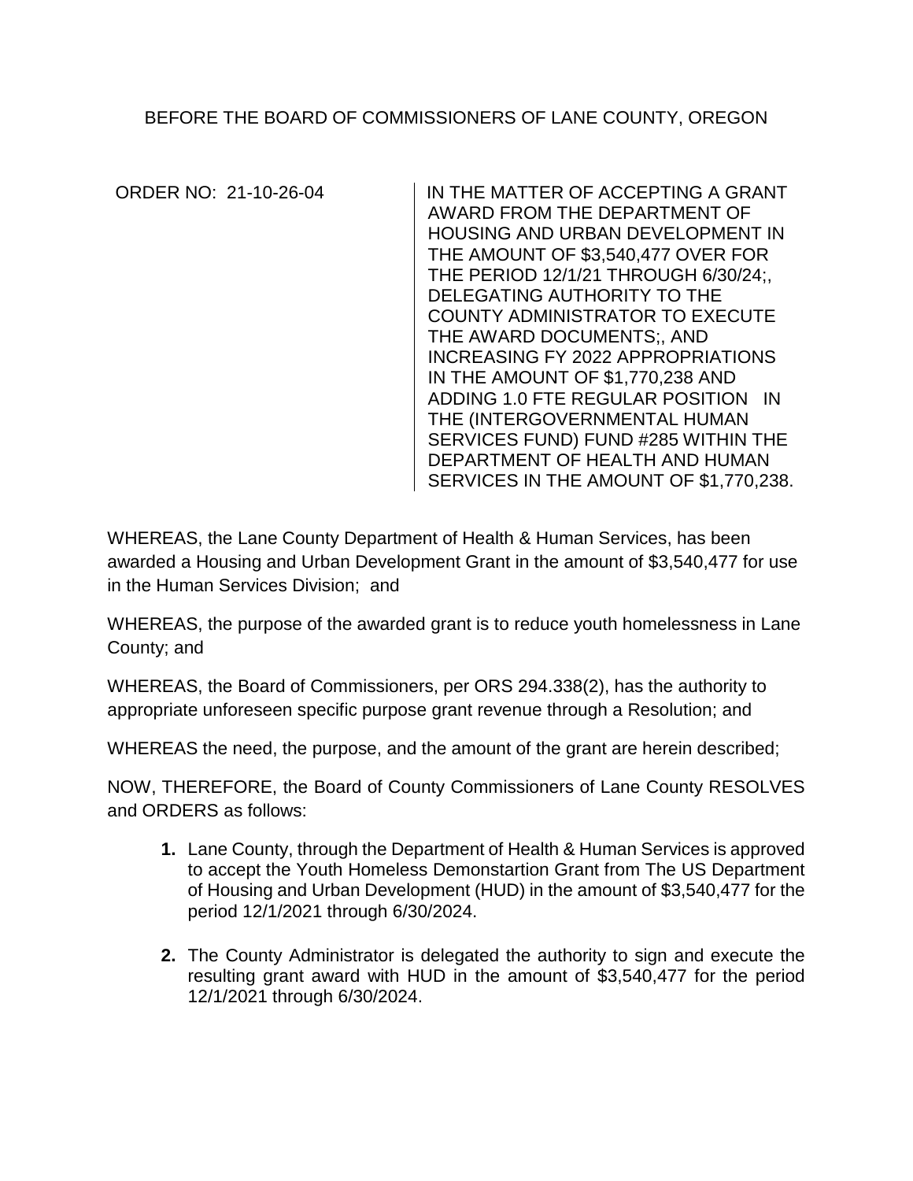BEFORE THE BOARD OF COMMISSIONERS OF LANE COUNTY, OREGON

| ORDER NO: 21-10-26-04 | IN THE MATTER OF ACCEPTING A GRANT AWARD FROM THE DEPARTMENT OF HOUSING AND URBAN DEVELOPMENT IN THE AMOUNT OF $3,540,477 OVER FOR THE PERIOD 12/1/21 THROUGH 6/30/24;, DELEGATING AUTHORITY TO THE COUNTY ADMINISTRATOR TO EXECUTE THE AWARD DOCUMENTS;, AND INCREASING FY 2022 APPROPRIATIONS IN THE AMOUNT OF $1,770,238 AND ADDING 1.0 FTE REGULAR POSITION IN THE (INTERGOVERNMENTAL HUMAN SERVICES FUND) FUND #285 WITHIN THE DEPARTMENT OF HEALTH AND HUMAN SERVICES IN THE AMOUNT OF $1,770,238. |
|---|---|

WHEREAS, the Lane County Department of Health & Human Services, has been awarded a Housing and Urban Development Grant in the amount of $3,540,477 for use in the Human Services Division; and

WHEREAS, the purpose of the awarded grant is to reduce youth homelessness in Lane County; and

WHEREAS, the Board of Commissioners, per ORS 294.338(2), has the authority to appropriate unforeseen specific purpose grant revenue through a Resolution; and

WHEREAS the need, the purpose, and the amount of the grant are herein described;

NOW, THEREFORE, the Board of County Commissioners of Lane County RESOLVES and ORDERS as follows:

1. Lane County, through the Department of Health & Human Services is approved to accept the Youth Homeless Demonstartion Grant from The US Department of Housing and Urban Development (HUD) in the amount of $3,540,477 for the period 12/1/2021 through 6/30/2024.

2. The County Administrator is delegated the authority to sign and execute the resulting grant award with HUD in the amount of $3,540,477 for the period 12/1/2021 through 6/30/2024.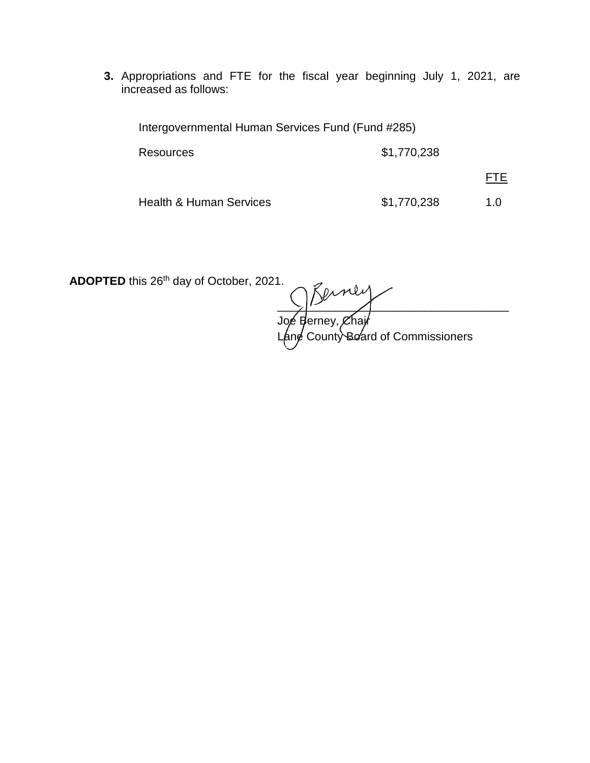**3.** Appropriations and FTE for the fiscal year beginning July 1, 2021, are increased as follows:

Intergovernmental Human Services Fund (Fund #285)

| | | |
|---|---|---|
| Resources | $1,770,238 | |
| | | FTE |
| Health & Human Services | $1,770,238 | 1.0 |

**ADOPTED** this 26th day of October, 2021.

\_\_\_\_\_\_\_\_\_\_\_\_\_\_\_\_\_\_\_\_\_\_\_\_\_\_\_\_\_\_\_\_\_\_\_\_\_\_\_\_

Joe Berney, Chair
Lane County Board of Commissioners